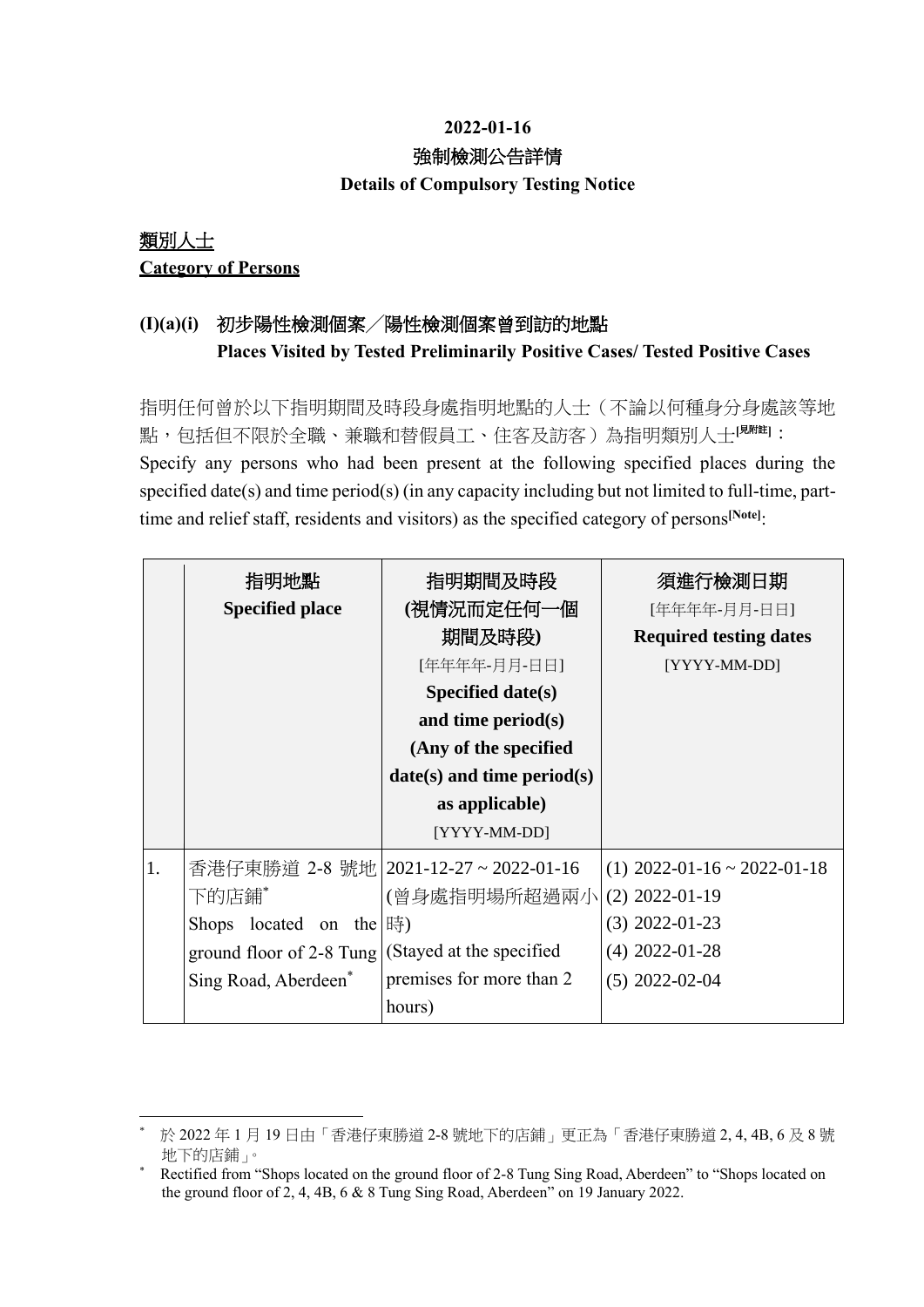**2022-01-16**

**強制檢測公告詳情**

**Details of Compulsory Testing Notice**

**<u>類別人士</u>**

**<u>Category of Persons</u>**

**(I)(a)(i) 初步陽性檢測個案／陽性檢測個案曾到訪的地點**
**Places Visited by Tested Preliminarily Positive Cases/ Tested Positive Cases**

指明任何曾於以下指明期間及時段身處指明地點的人士（不論以何種身分身處該等地點，包括但不限於全職、兼職和替假員工、住客及訪客）為指明類別人士[見附註]：
Specify any persons who had been present at the following specified places during the specified date(s) and time period(s) (in any capacity including but not limited to full-time, part-time and relief staff, residents and visitors) as the specified category of persons[Note]:

| | 指明地點<br>**Specified place** | 指明期間及時段<br>**(視情況而定任何一個期間及時段)**<br>[年年年年-月月-日日]<br>**Specified date(s) and time period(s) (Any of the specified date(s) and time period(s) as applicable)**<br>[YYYY-MM-DD] | 須進行檢測日期<br>[年年年年-月月-日日]<br>**Required testing dates**<br>[YYYY-MM-DD] |
|---|---|---|---|
| 1. | 香港仔東勝道 2-8 號地下的店鋪*<br>Shops located on the ground floor of 2-8 Tung Sing Road, Aberdeen* | 2021-12-27 ~ 2022-01-16<br>(曾身處指明場所超過兩小時)<br>(Stayed at the specified premises for more than 2 hours) | (1) 2022-01-16 ~ 2022-01-18<br>(2) 2022-01-19<br>(3) 2022-01-23<br>(4) 2022-01-28<br>(5) 2022-02-04 |

* 於 2022 年 1 月 19 日由「香港仔東勝道 2-8 號地下的店鋪」更正為「香港仔東勝道 2, 4, 4B, 6 及 8 號地下的店鋪」。

* Rectified from "Shops located on the ground floor of 2-8 Tung Sing Road, Aberdeen" to "Shops located on the ground floor of 2, 4, 4B, 6 & 8 Tung Sing Road, Aberdeen" on 19 January 2022.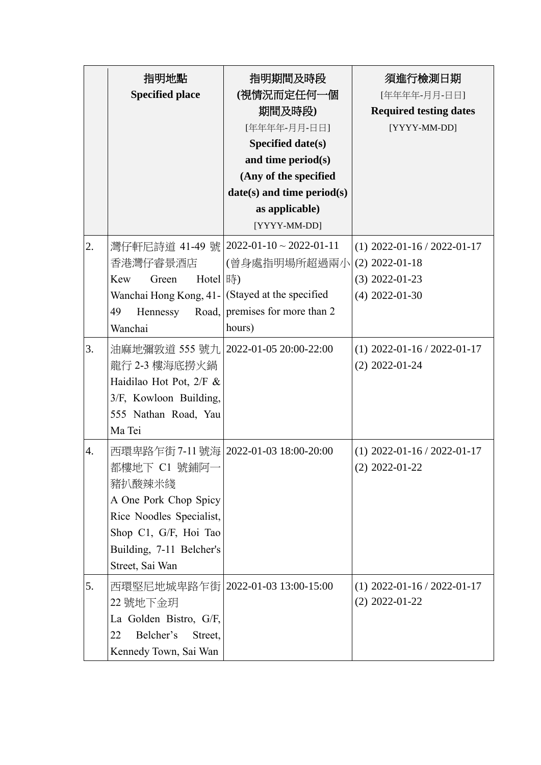| | 指明地點<br>**Specified place** | 指明期間及時段<br>**(視情況而定任何一個期間及時段)**<br>[年年年年-月月-日日]<br>**Specified date(s) and time period(s) (Any of the specified date(s) and time period(s) as applicable)**<br>[YYYY-MM-DD] | 須進行檢測日期<br>[年年年年-月月-日日]<br>**Required testing dates**<br>[YYYY-MM-DD] |
|---|---|---|---|
| 2. | 灣仔軒尼詩道 41-49 號香港灣仔睿景酒店<br>Kew Green Hotel Wanchai Hong Kong, 41-49 Hennessy Road, Wanchai | 2022-01-10 ~ 2022-01-11<br>(曾身處指明場所超過兩小時)<br>(Stayed at the specified premises for more than 2 hours) | (1) 2022-01-16 / 2022-01-17<br>(2) 2022-01-18<br>(3) 2022-01-23<br>(4) 2022-01-30 |
| 3. | 油麻地彌敦道 555 號九龍行 2-3 樓海底撈火鍋<br>Haidilao Hot Pot, 2/F & 3/F, Kowloon Building, 555 Nathan Road, Yau Ma Tei | 2022-01-05 20:00-22:00 | (1) 2022-01-16 / 2022-01-17<br>(2) 2022-01-24 |
| 4. | 西環卑路乍街 7-11 號海都樓地下 C1 號鋪阿一豬扒酸辣米綫<br>A One Pork Chop Spicy Rice Noodles Specialist, Shop C1, G/F, Hoi Tao Building, 7-11 Belcher's Street, Sai Wan | 2022-01-03 18:00-20:00 | (1) 2022-01-16 / 2022-01-17<br>(2) 2022-01-22 |
| 5. | 西環堅尼地城卑路乍街 22 號地下金玥<br>La Golden Bistro, G/F, 22 Belcher's Street, Kennedy Town, Sai Wan | 2022-01-03 13:00-15:00 | (1) 2022-01-16 / 2022-01-17<br>(2) 2022-01-22 |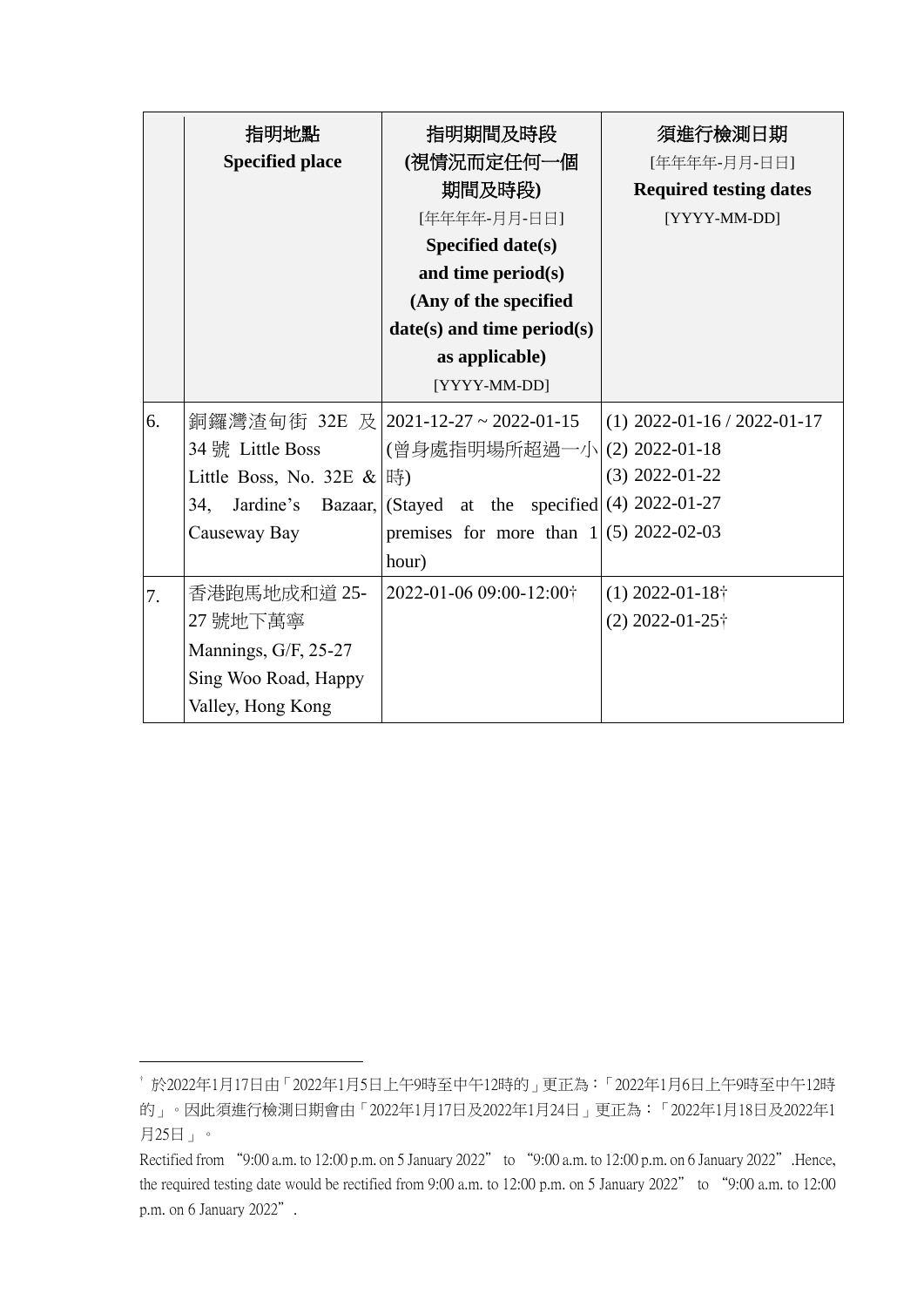| | 指明地點<br>**Specified place** | 指明期間及時段<br>**(視情況而定任何一個期間及時段)**<br>[年年年年-月月-日日]<br>**Specified date(s) and time period(s) (Any of the specified date(s) and time period(s) as applicable)**<br>[YYYY-MM-DD] | 須進行檢測日期<br>[年年年年-月月-日日]<br>**Required testing dates**<br>[YYYY-MM-DD] |
|---|---|---|---|
| 6. | 銅鑼灣渣甸街 32E 及 34 號 Little Boss<br>Little Boss, No. 32E & 34, Jardine's Bazaar, Causeway Bay | 2021-12-27 ~ 2022-01-15<br>(曾身處指明場所超過一小時)<br>(Stayed at the specified premises for more than 1 hour) | (1) 2022-01-16 / 2022-01-17<br>(2) 2022-01-18<br>(3) 2022-01-22<br>(4) 2022-01-27<br>(5) 2022-02-03 |
| 7. | 香港跑馬地成和道 25-27 號地下萬寧<br>Mannings, G/F, 25-27 Sing Woo Road, Happy Valley, Hong Kong | 2022-01-06 09:00-12:00† | (1) 2022-01-18†<br>(2) 2022-01-25† |

† 於2022年1月17日由「2022年1月5日上午9時至中午12時的」更正為：「2022年1月6日上午9時至中午12時的」。因此須進行檢測日期會由「2022年1月17日及2022年1月24日」更正為：「2022年1月18日及2022年1月25日」。

Rectified from "9:00 a.m. to 12:00 p.m. on 5 January 2022" to "9:00 a.m. to 12:00 p.m. on 6 January 2022". Hence, the required testing date would be rectified from 9:00 a.m. to 12:00 p.m. on 5 January 2022" to "9:00 a.m. to 12:00 p.m. on 6 January 2022".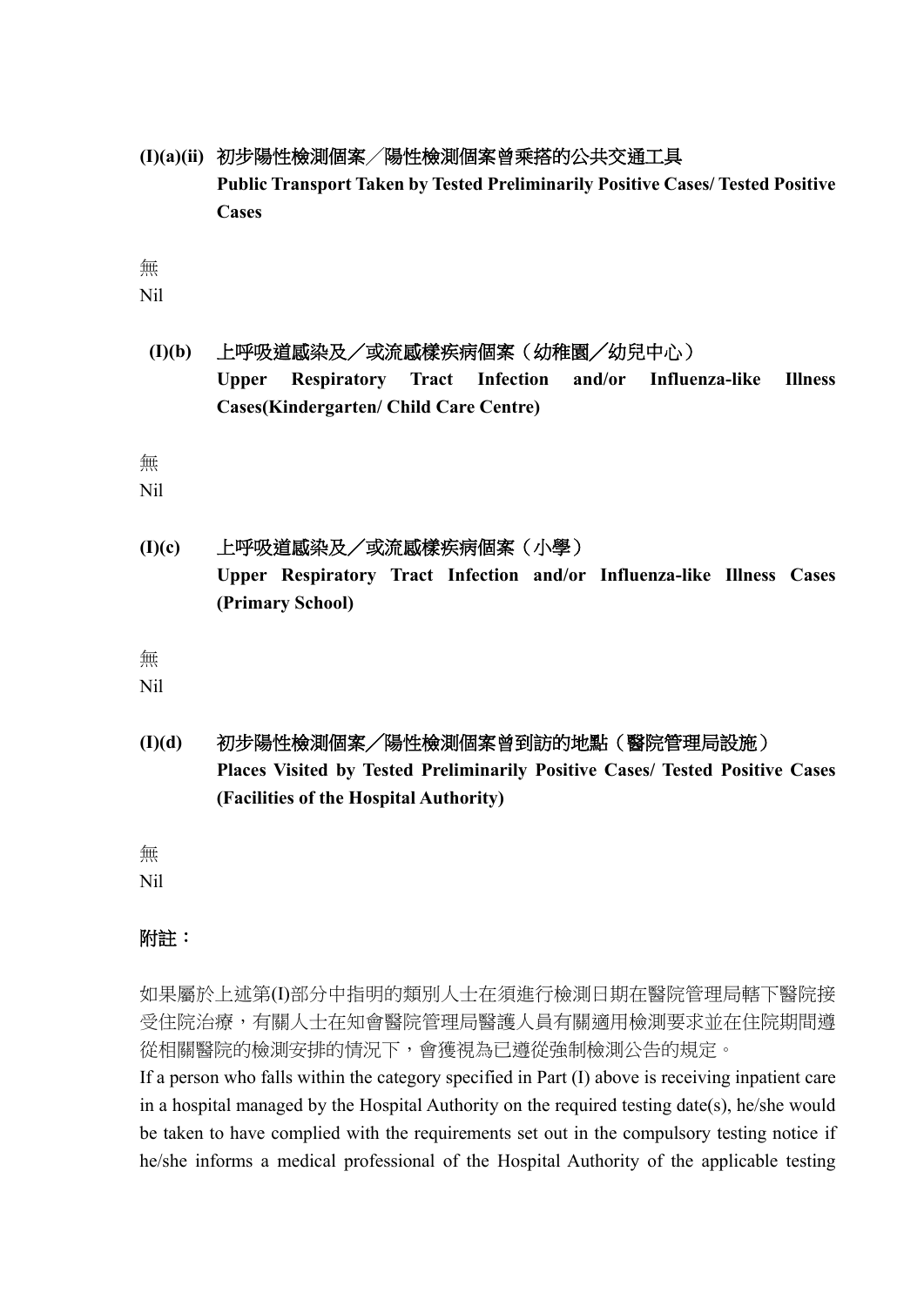**(I)(a)(ii)** 初步陽性檢測個案／陽性檢測個案曾乘搭的公共交通工具
**Public Transport Taken by Tested Preliminarily Positive Cases/ Tested Positive Cases**

無
Nil

**(I)(b)** 上呼吸道感染及／或流感樣疾病個案（幼稚園／幼兒中心）
**Upper Respiratory Tract Infection and/or Influenza-like Illness Cases(Kindergarten/ Child Care Centre)**

無
Nil

**(I)(c)** 上呼吸道感染及／或流感樣疾病個案（小學）
**Upper Respiratory Tract Infection and/or Influenza-like Illness Cases (Primary School)**

無
Nil

**(I)(d)** 初步陽性檢測個案／陽性檢測個案曾到訪的地點（醫院管理局設施）
**Places Visited by Tested Preliminarily Positive Cases/ Tested Positive Cases (Facilities of the Hospital Authority)**

無
Nil

**附註：**

如果屬於上述第(I)部分中指明的類別人士在須進行檢測日期在醫院管理局轄下醫院接受住院治療，有關人士在知會醫院管理局醫護人員有關適用檢測要求並在住院期間遵從相關醫院的檢測安排的情況下，會獲視為已遵從強制檢測公告的規定。
If a person who falls within the category specified in Part (I) above is receiving inpatient care in a hospital managed by the Hospital Authority on the required testing date(s), he/she would be taken to have complied with the requirements set out in the compulsory testing notice if he/she informs a medical professional of the Hospital Authority of the applicable testing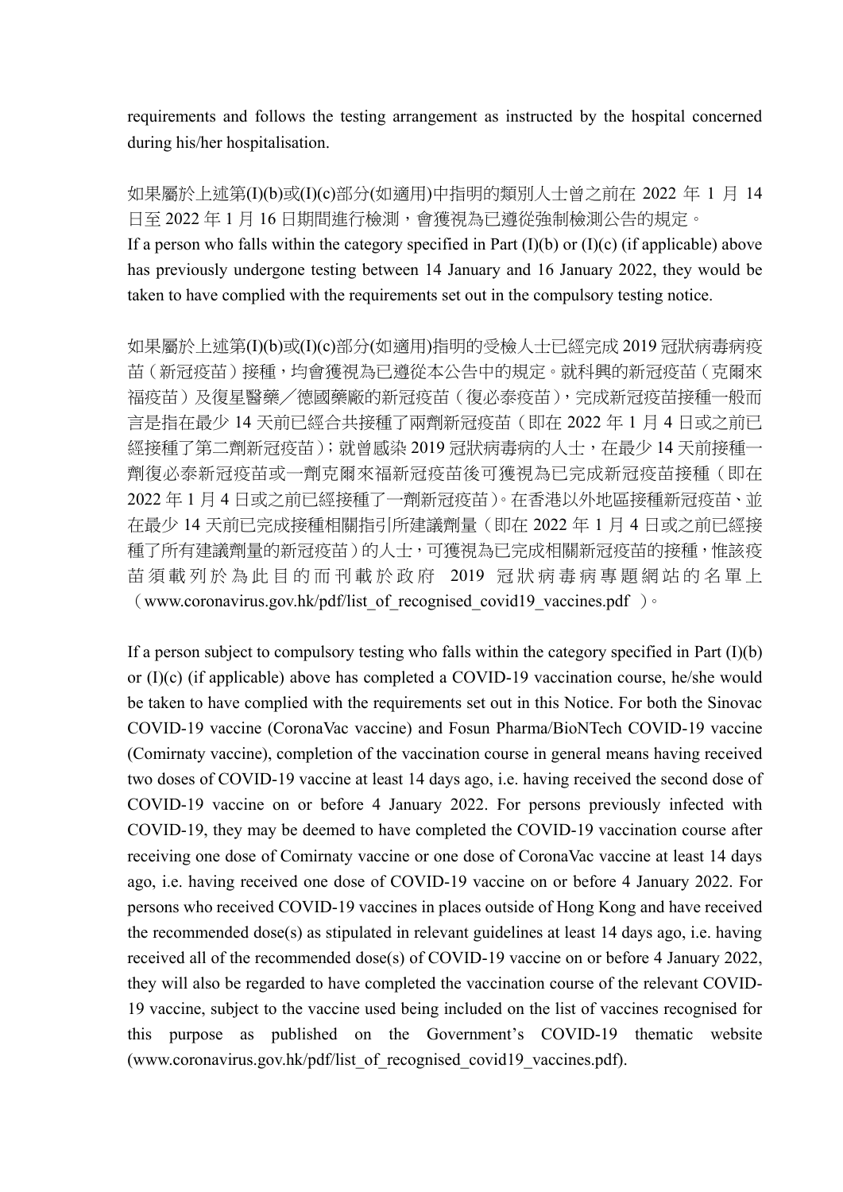requirements and follows the testing arrangement as instructed by the hospital concerned during his/her hospitalisation.

如果屬於上述第(I)(b)或(I)(c)部分(如適用)中指明的類別人士曾之前在 2022 年 1 月 14 日至 2022 年 1 月 16 日期間進行檢測，會獲視為已遵從強制檢測公告的規定。

If a person who falls within the category specified in Part (I)(b) or (I)(c) (if applicable) above has previously undergone testing between 14 January and 16 January 2022, they would be taken to have complied with the requirements set out in the compulsory testing notice.

如果屬於上述第(I)(b)或(I)(c)部分(如適用)指明的受檢人士已經完成 2019 冠狀病毒病疫苗（新冠疫苗）接種，均會獲視為已遵從本公告中的規定。就科興的新冠疫苗（克爾來福疫苗）及復星醫藥／德國藥廠的新冠疫苗（復必泰疫苗），完成新冠疫苗接種一般而言是指在最少 14 天前已經合共接種了兩劑新冠疫苗（即在 2022 年 1 月 4 日或之前已經接種了第二劑新冠疫苗）；就曾感染 2019 冠狀病毒病的人士，在最少 14 天前接種一劑復必泰新冠疫苗或一劑克爾來福新冠疫苗後可獲視為已完成新冠疫苗接種（即在 2022 年 1 月 4 日或之前已經接種了一劑新冠疫苗）。在香港以外地區接種新冠疫苗、並在最少 14 天前已完成接種相關指引所建議劑量（即在 2022 年 1 月 4 日或之前已經接種了所有建議劑量的新冠疫苗）的人士，可獲視為已完成相關新冠疫苗的接種，惟該疫苗須載列於為此目的而刊載於政府 2019 冠狀病毒病專題網站的名單上（www.coronavirus.gov.hk/pdf/list_of_recognised_covid19_vaccines.pdf ）。

If a person subject to compulsory testing who falls within the category specified in Part (I)(b) or (I)(c) (if applicable) above has completed a COVID-19 vaccination course, he/she would be taken to have complied with the requirements set out in this Notice. For both the Sinovac COVID-19 vaccine (CoronaVac vaccine) and Fosun Pharma/BioNTech COVID-19 vaccine (Comirnaty vaccine), completion of the vaccination course in general means having received two doses of COVID-19 vaccine at least 14 days ago, i.e. having received the second dose of COVID-19 vaccine on or before 4 January 2022. For persons previously infected with COVID-19, they may be deemed to have completed the COVID-19 vaccination course after receiving one dose of Comirnaty vaccine or one dose of CoronaVac vaccine at least 14 days ago, i.e. having received one dose of COVID-19 vaccine on or before 4 January 2022. For persons who received COVID-19 vaccines in places outside of Hong Kong and have received the recommended dose(s) as stipulated in relevant guidelines at least 14 days ago, i.e. having received all of the recommended dose(s) of COVID-19 vaccine on or before 4 January 2022, they will also be regarded to have completed the vaccination course of the relevant COVID-19 vaccine, subject to the vaccine used being included on the list of vaccines recognised for this purpose as published on the Government's COVID-19 thematic website (www.coronavirus.gov.hk/pdf/list_of_recognised_covid19_vaccines.pdf).